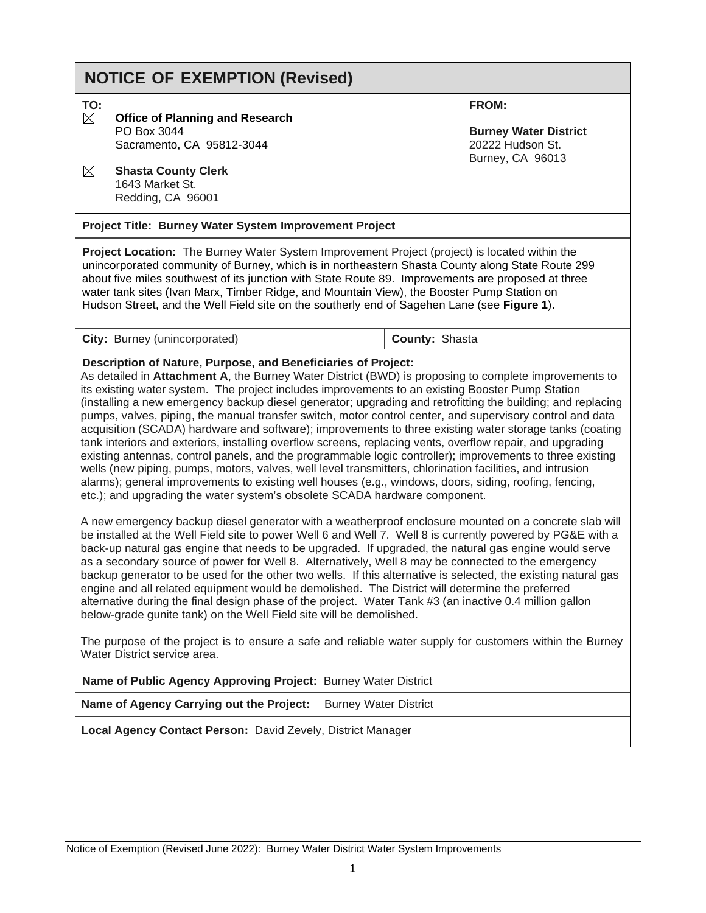# NOTICE OF EXEMPTION (Revised)

**TO:**

☒ **Office of Planning and Research**
PO Box 3044
Sacramento, CA 95812-3044

☒ **Shasta County Clerk**
1643 Market St.
Redding, CA 96001

**FROM:**

**Burney Water District**
20222 Hudson St.
Burney, CA 96013

**Project Title: Burney Water System Improvement Project**

**Project Location:** The Burney Water System Improvement Project (project) is located within the unincorporated community of Burney, which is in northeastern Shasta County along State Route 299 about five miles southwest of its junction with State Route 89. Improvements are proposed at three water tank sites (Ivan Marx, Timber Ridge, and Mountain View), the Booster Pump Station on Hudson Street, and the Well Field site on the southerly end of Sagehen Lane (see **Figure 1**).

| **City:** Burney (unincorporated) | **County:** Shasta |
|---|---|

**Description of Nature, Purpose, and Beneficiaries of Project:**

As detailed in **Attachment A**, the Burney Water District (BWD) is proposing to complete improvements to its existing water system. The project includes improvements to an existing Booster Pump Station (installing a new emergency backup diesel generator; upgrading and retrofitting the building; and replacing pumps, valves, piping, the manual transfer switch, motor control center, and supervisory control and data acquisition (SCADA) hardware and software); improvements to three existing water storage tanks (coating tank interiors and exteriors, installing overflow screens, replacing vents, overflow repair, and upgrading existing antennas, control panels, and the programmable logic controller); improvements to three existing wells (new piping, pumps, motors, valves, well level transmitters, chlorination facilities, and intrusion alarms); general improvements to existing well houses (e.g., windows, doors, siding, roofing, fencing, etc.); and upgrading the water system's obsolete SCADA hardware component.

A new emergency backup diesel generator with a weatherproof enclosure mounted on a concrete slab will be installed at the Well Field site to power Well 6 and Well 7. Well 8 is currently powered by PG&E with a back-up natural gas engine that needs to be upgraded. If upgraded, the natural gas engine would serve as a secondary source of power for Well 8. Alternatively, Well 8 may be connected to the emergency backup generator to be used for the other two wells. If this alternative is selected, the existing natural gas engine and all related equipment would be demolished. The District will determine the preferred alternative during the final design phase of the project. Water Tank #3 (an inactive 0.4 million gallon below-grade gunite tank) on the Well Field site will be demolished.

The purpose of the project is to ensure a safe and reliable water supply for customers within the Burney Water District service area.

**Name of Public Agency Approving Project:** Burney Water District

**Name of Agency Carrying out the Project:** Burney Water District

**Local Agency Contact Person:** David Zevely, District Manager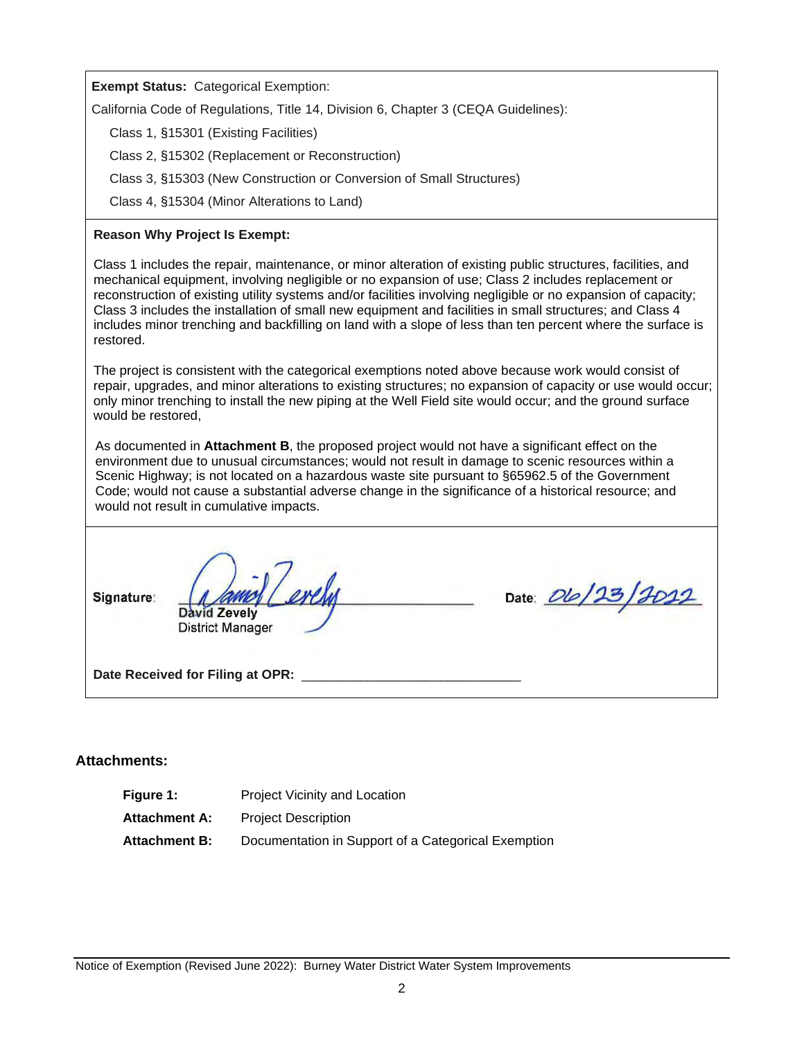**Exempt Status:** Categorical Exemption:

California Code of Regulations, Title 14, Division 6, Chapter 3 (CEQA Guidelines):

Class 1, §15301 (Existing Facilities)

Class 2, §15302 (Replacement or Reconstruction)

Class 3, §15303 (New Construction or Conversion of Small Structures)

Class 4, §15304 (Minor Alterations to Land)

**Reason Why Project Is Exempt:**

Class 1 includes the repair, maintenance, or minor alteration of existing public structures, facilities, and mechanical equipment, involving negligible or no expansion of use; Class 2 includes replacement or reconstruction of existing utility systems and/or facilities involving negligible or no expansion of capacity; Class 3 includes the installation of small new equipment and facilities in small structures; and Class 4 includes minor trenching and backfilling on land with a slope of less than ten percent where the surface is restored.

The project is consistent with the categorical exemptions noted above because work would consist of repair, upgrades, and minor alterations to existing structures; no expansion of capacity or use would occur; only minor trenching to install the new piping at the Well Field site would occur; and the ground surface would be restored,

As documented in **Attachment B**, the proposed project would not have a significant effect on the environment due to unusual circumstances; would not result in damage to scenic resources within a Scenic Highway; is not located on a hazardous waste site pursuant to §65962.5 of the Government Code; would not cause a substantial adverse change in the significance of a historical resource; and would not result in cumulative impacts.

**Signature:** David Zevely
**David Zevely**
District Manager

**Date:** 06/23/2022

**Date Received for Filing at OPR:** ______________________________

**Attachments:**

| | |
|---|---|
| **Figure 1:** | Project Vicinity and Location |
| **Attachment A:** | Project Description |
| **Attachment B:** | Documentation in Support of a Categorical Exemption |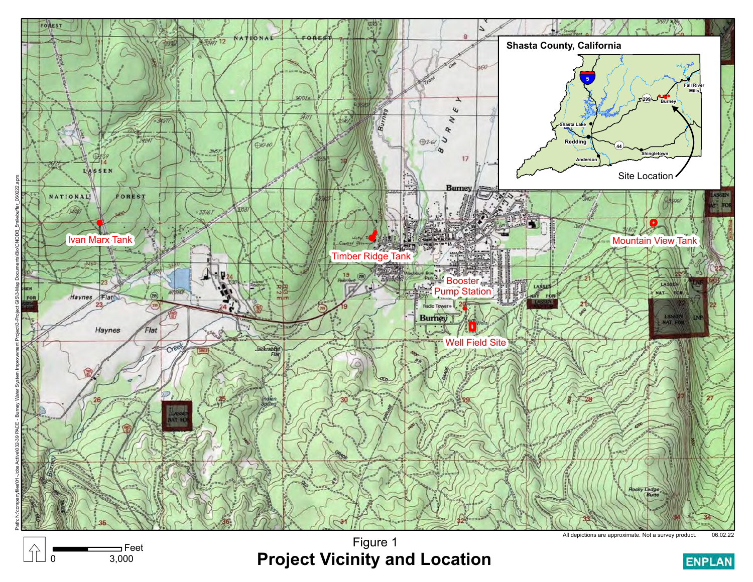# Figure 1

## Project Vicinity and Location

Shasta County, California

Site Location

Ivan Marx Tank

Timber Ridge Tank

Booster Pump Station

Well Field Site

Mountain View Tank

0 — 3,000 Feet

All depictions are approximate. Not a survey product. 06.02.22

ENPLAN

Path: N:\companyfiles\01-Jobs Active\032-39 PACE - Burney Water System Improvement Project\3-Project GIS\3-Map Documents\Bio\CNDDB_5milebuffer_060222.aprx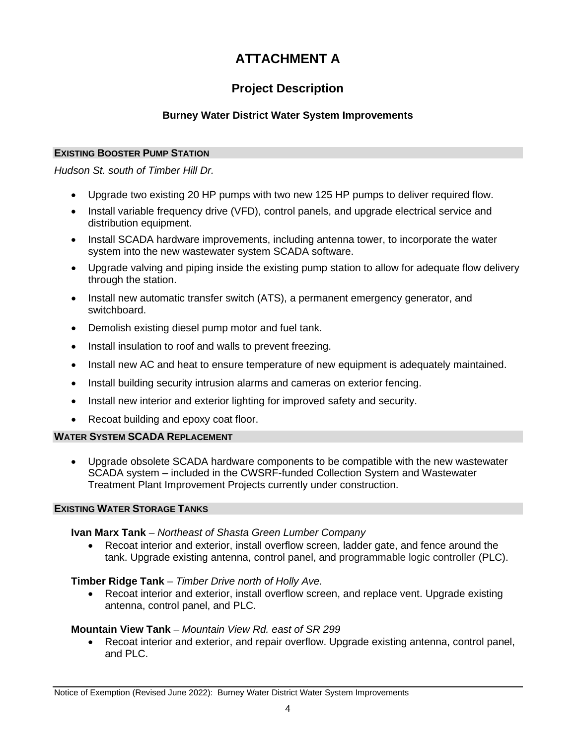# ATTACHMENT A

## Project Description

### Burney Water District Water System Improvements

#### EXISTING BOOSTER PUMP STATION

*Hudson St. south of Timber Hill Dr.*

- Upgrade two existing 20 HP pumps with two new 125 HP pumps to deliver required flow.
- Install variable frequency drive (VFD), control panels, and upgrade electrical service and distribution equipment.
- Install SCADA hardware improvements, including antenna tower, to incorporate the water system into the new wastewater system SCADA software.
- Upgrade valving and piping inside the existing pump station to allow for adequate flow delivery through the station.
- Install new automatic transfer switch (ATS), a permanent emergency generator, and switchboard.
- Demolish existing diesel pump motor and fuel tank.
- Install insulation to roof and walls to prevent freezing.
- Install new AC and heat to ensure temperature of new equipment is adequately maintained.
- Install building security intrusion alarms and cameras on exterior fencing.
- Install new interior and exterior lighting for improved safety and security.
- Recoat building and epoxy coat floor.

#### WATER SYSTEM SCADA REPLACEMENT

- Upgrade obsolete SCADA hardware components to be compatible with the new wastewater SCADA system – included in the CWSRF-funded Collection System and Wastewater Treatment Plant Improvement Projects currently under construction.

#### EXISTING WATER STORAGE TANKS

**Ivan Marx Tank** – *Northeast of Shasta Green Lumber Company*

- Recoat interior and exterior, install overflow screen, ladder gate, and fence around the tank. Upgrade existing antenna, control panel, and programmable logic controller (PLC).

**Timber Ridge Tank** – *Timber Drive north of Holly Ave.*

- Recoat interior and exterior, install overflow screen, and replace vent. Upgrade existing antenna, control panel, and PLC.

**Mountain View Tank** – *Mountain View Rd. east of SR 299*

- Recoat interior and exterior, and repair overflow. Upgrade existing antenna, control panel, and PLC.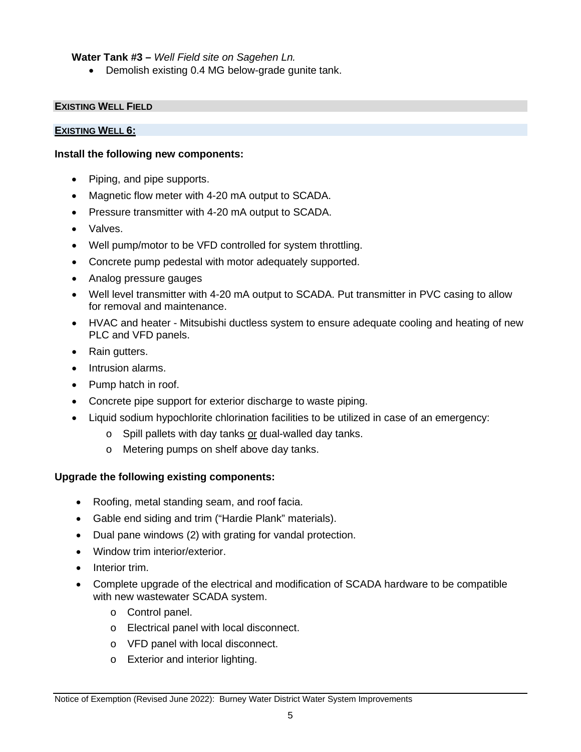**Water Tank #3 –** *Well Field site on Sagehen Ln.*

- Demolish existing 0.4 MG below-grade gunite tank.

## EXISTING WELL FIELD

### EXISTING WELL 6:

**Install the following new components:**

- Piping, and pipe supports.
- Magnetic flow meter with 4-20 mA output to SCADA.
- Pressure transmitter with 4-20 mA output to SCADA.
- Valves.
- Well pump/motor to be VFD controlled for system throttling.
- Concrete pump pedestal with motor adequately supported.
- Analog pressure gauges
- Well level transmitter with 4-20 mA output to SCADA. Put transmitter in PVC casing to allow for removal and maintenance.
- HVAC and heater - Mitsubishi ductless system to ensure adequate cooling and heating of new PLC and VFD panels.
- Rain gutters.
- Intrusion alarms.
- Pump hatch in roof.
- Concrete pipe support for exterior discharge to waste piping.
- Liquid sodium hypochlorite chlorination facilities to be utilized in case of an emergency:
  - Spill pallets with day tanks <u>or</u> dual-walled day tanks.
  - Metering pumps on shelf above day tanks.

**Upgrade the following existing components:**

- Roofing, metal standing seam, and roof facia.
- Gable end siding and trim ("Hardie Plank" materials).
- Dual pane windows (2) with grating for vandal protection.
- Window trim interior/exterior.
- Interior trim.
- Complete upgrade of the electrical and modification of SCADA hardware to be compatible with new wastewater SCADA system.
  - Control panel.
  - Electrical panel with local disconnect.
  - VFD panel with local disconnect.
  - Exterior and interior lighting.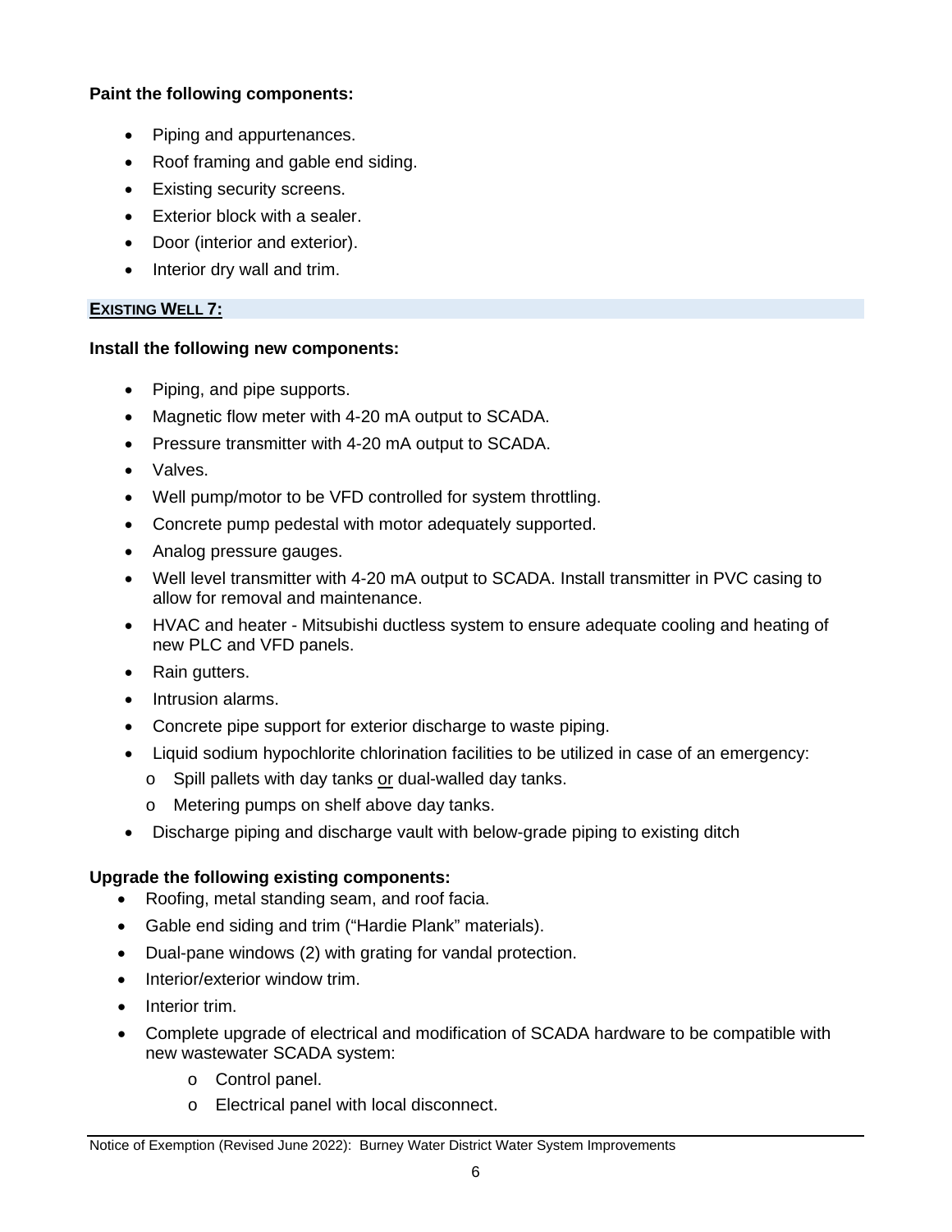**Paint the following components:**

- Piping and appurtenances.
- Roof framing and gable end siding.
- Existing security screens.
- Exterior block with a sealer.
- Door (interior and exterior).
- Interior dry wall and trim.

## EXISTING WELL 7:

**Install the following new components:**

- Piping, and pipe supports.
- Magnetic flow meter with 4-20 mA output to SCADA.
- Pressure transmitter with 4-20 mA output to SCADA.
- Valves.
- Well pump/motor to be VFD controlled for system throttling.
- Concrete pump pedestal with motor adequately supported.
- Analog pressure gauges.
- Well level transmitter with 4-20 mA output to SCADA. Install transmitter in PVC casing to allow for removal and maintenance.
- HVAC and heater - Mitsubishi ductless system to ensure adequate cooling and heating of new PLC and VFD panels.
- Rain gutters.
- Intrusion alarms.
- Concrete pipe support for exterior discharge to waste piping.
- Liquid sodium hypochlorite chlorination facilities to be utilized in case of an emergency:
  - Spill pallets with day tanks <u>or</u> dual-walled day tanks.
  - Metering pumps on shelf above day tanks.
- Discharge piping and discharge vault with below-grade piping to existing ditch

**Upgrade the following existing components:**

- Roofing, metal standing seam, and roof facia.
- Gable end siding and trim ("Hardie Plank" materials).
- Dual-pane windows (2) with grating for vandal protection.
- Interior/exterior window trim.
- Interior trim.
- Complete upgrade of electrical and modification of SCADA hardware to be compatible with new wastewater SCADA system:
  - Control panel.
  - Electrical panel with local disconnect.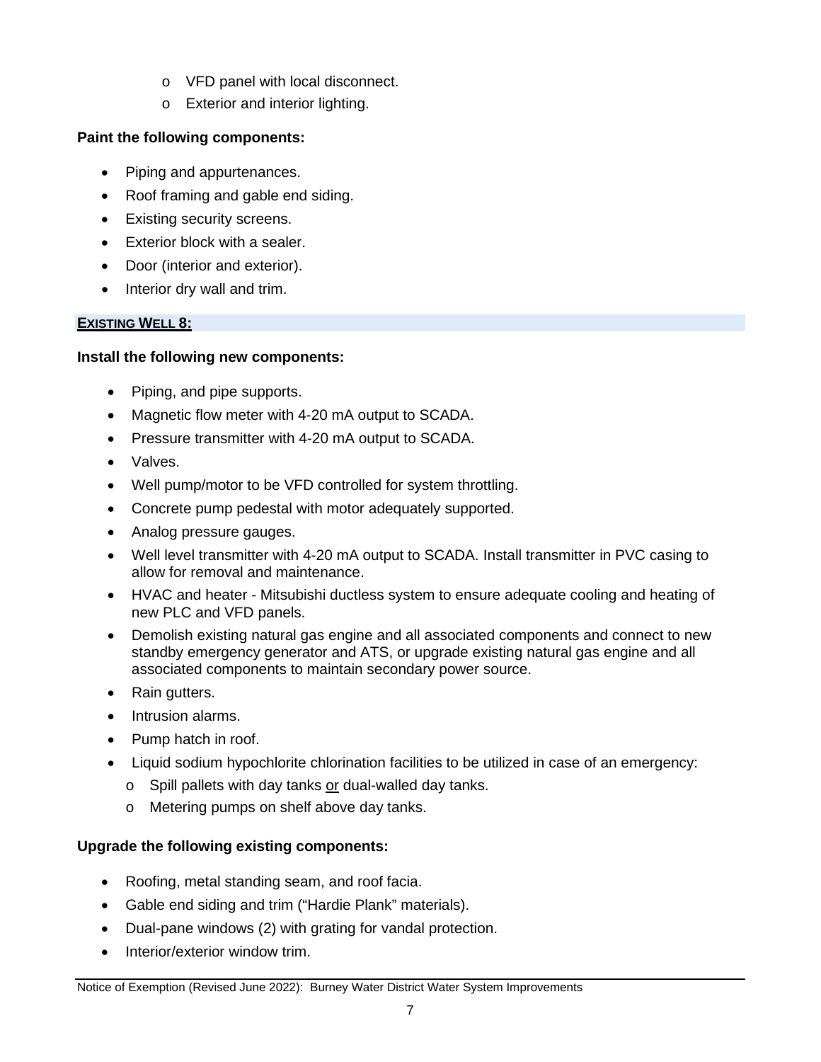- VFD panel with local disconnect.
- Exterior and interior lighting.

**Paint the following components:**

- Piping and appurtenances.
- Roof framing and gable end siding.
- Existing security screens.
- Exterior block with a sealer.
- Door (interior and exterior).
- Interior dry wall and trim.

## EXISTING WELL 8:

**Install the following new components:**

- Piping, and pipe supports.
- Magnetic flow meter with 4-20 mA output to SCADA.
- Pressure transmitter with 4-20 mA output to SCADA.
- Valves.
- Well pump/motor to be VFD controlled for system throttling.
- Concrete pump pedestal with motor adequately supported.
- Analog pressure gauges.
- Well level transmitter with 4-20 mA output to SCADA. Install transmitter in PVC casing to allow for removal and maintenance.
- HVAC and heater - Mitsubishi ductless system to ensure adequate cooling and heating of new PLC and VFD panels.
- Demolish existing natural gas engine and all associated components and connect to new standby emergency generator and ATS, or upgrade existing natural gas engine and all associated components to maintain secondary power source.
- Rain gutters.
- Intrusion alarms.
- Pump hatch in roof.
- Liquid sodium hypochlorite chlorination facilities to be utilized in case of an emergency:
  - Spill pallets with day tanks <u>or</u> dual-walled day tanks.
  - Metering pumps on shelf above day tanks.

**Upgrade the following existing components:**

- Roofing, metal standing seam, and roof facia.
- Gable end siding and trim ("Hardie Plank" materials).
- Dual-pane windows (2) with grating for vandal protection.
- Interior/exterior window trim.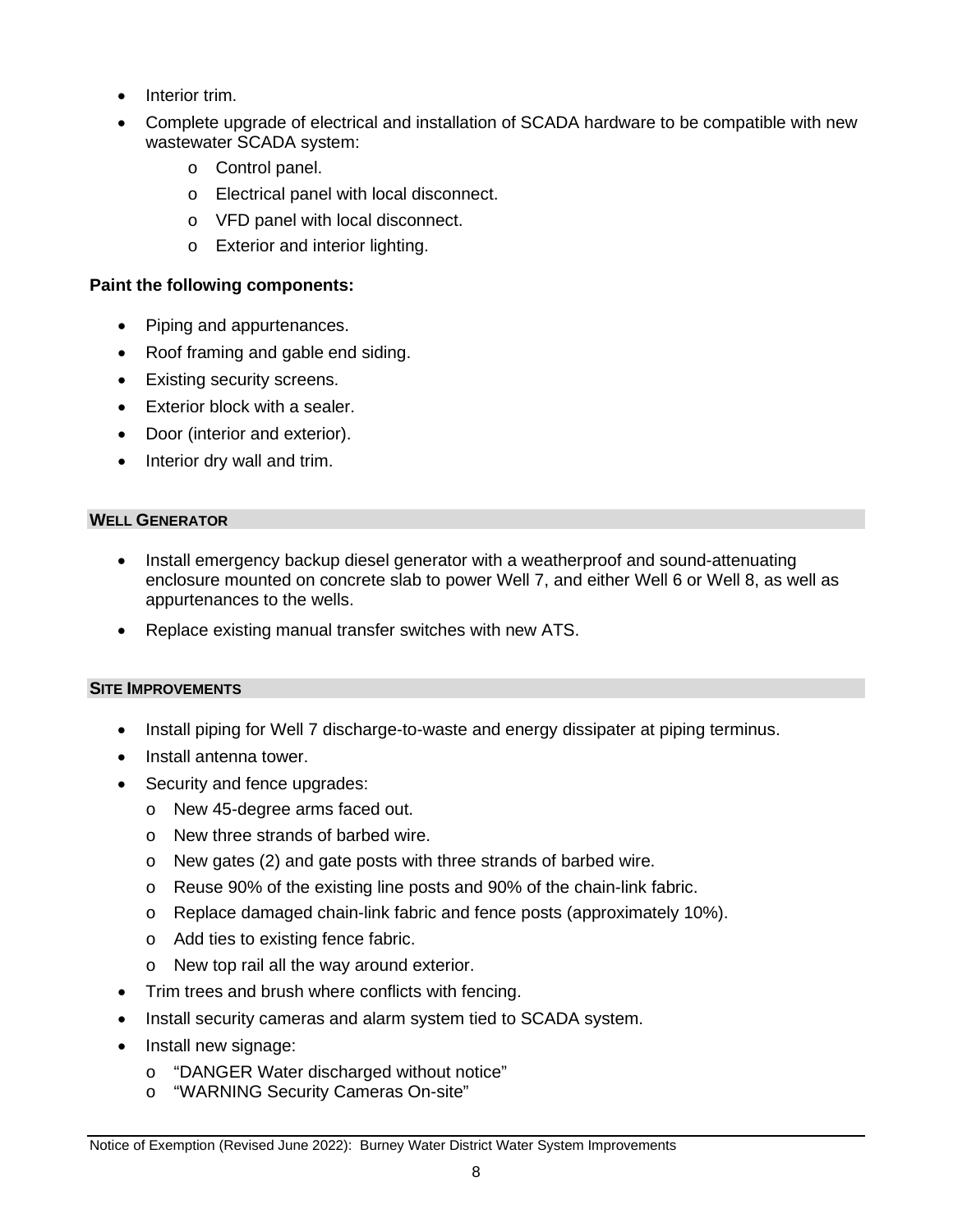- Interior trim.
- Complete upgrade of electrical and installation of SCADA hardware to be compatible with new wastewater SCADA system:
  - Control panel.
  - Electrical panel with local disconnect.
  - VFD panel with local disconnect.
  - Exterior and interior lighting.

**Paint the following components:**

- Piping and appurtenances.
- Roof framing and gable end siding.
- Existing security screens.
- Exterior block with a sealer.
- Door (interior and exterior).
- Interior dry wall and trim.

### WELL GENERATOR

- Install emergency backup diesel generator with a weatherproof and sound-attenuating enclosure mounted on concrete slab to power Well 7, and either Well 6 or Well 8, as well as appurtenances to the wells.
- Replace existing manual transfer switches with new ATS.

### SITE IMPROVEMENTS

- Install piping for Well 7 discharge-to-waste and energy dissipater at piping terminus.
- Install antenna tower.
- Security and fence upgrades:
  - New 45-degree arms faced out.
  - New three strands of barbed wire.
  - New gates (2) and gate posts with three strands of barbed wire.
  - Reuse 90% of the existing line posts and 90% of the chain-link fabric.
  - Replace damaged chain-link fabric and fence posts (approximately 10%).
  - Add ties to existing fence fabric.
  - New top rail all the way around exterior.
- Trim trees and brush where conflicts with fencing.
- Install security cameras and alarm system tied to SCADA system.
- Install new signage:
  - "DANGER Water discharged without notice"
  - "WARNING Security Cameras On-site"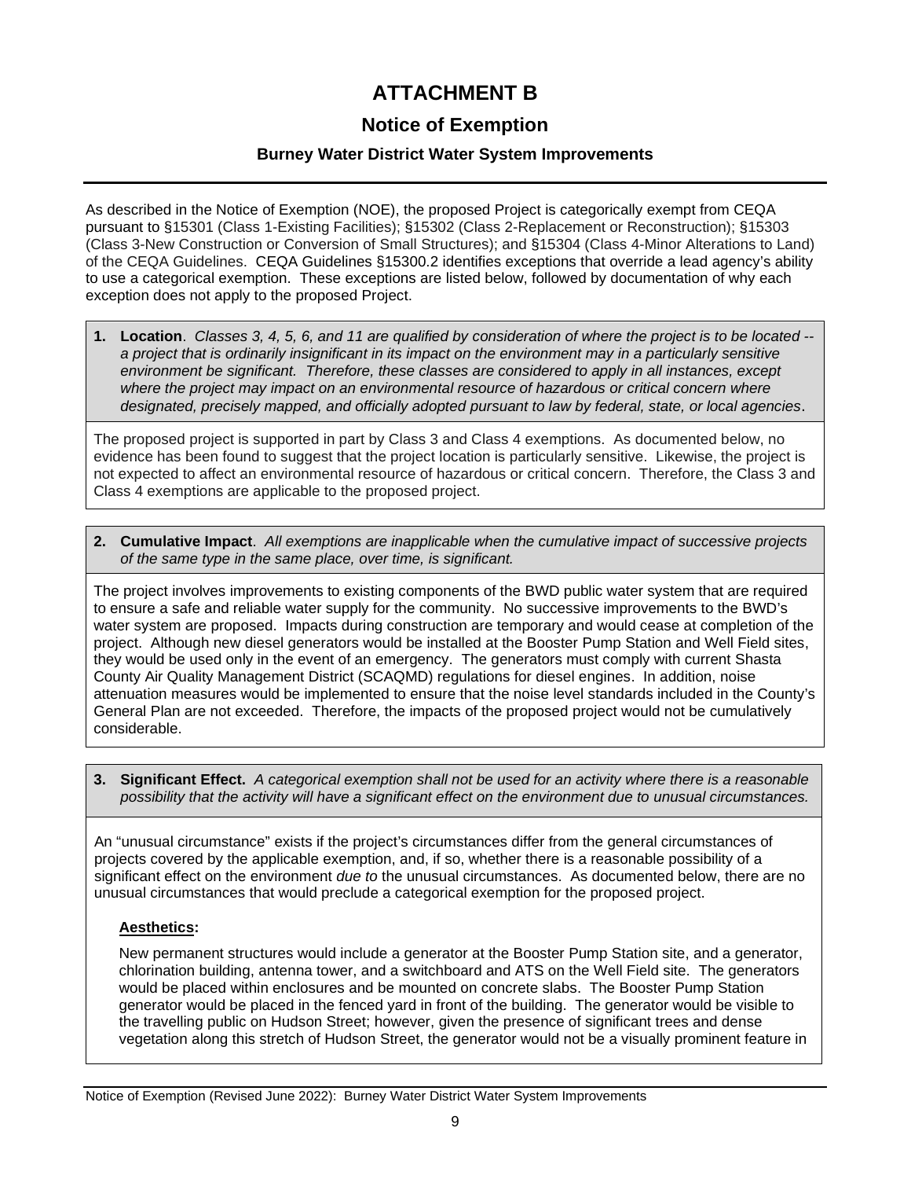# ATTACHMENT B

## Notice of Exemption

### Burney Water District Water System Improvements

As described in the Notice of Exemption (NOE), the proposed Project is categorically exempt from CEQA pursuant to §15301 (Class 1-Existing Facilities); §15302 (Class 2-Replacement or Reconstruction); §15303 (Class 3-New Construction or Conversion of Small Structures); and §15304 (Class 4-Minor Alterations to Land) of the CEQA Guidelines. CEQA Guidelines §15300.2 identifies exceptions that override a lead agency's ability to use a categorical exemption. These exceptions are listed below, followed by documentation of why each exception does not apply to the proposed Project.

**1. Location**. *Classes 3, 4, 5, 6, and 11 are qualified by consideration of where the project is to be located -- a project that is ordinarily insignificant in its impact on the environment may in a particularly sensitive environment be significant. Therefore, these classes are considered to apply in all instances, except where the project may impact on an environmental resource of hazardous or critical concern where designated, precisely mapped, and officially adopted pursuant to law by federal, state, or local agencies*.

The proposed project is supported in part by Class 3 and Class 4 exemptions. As documented below, no evidence has been found to suggest that the project location is particularly sensitive. Likewise, the project is not expected to affect an environmental resource of hazardous or critical concern. Therefore, the Class 3 and Class 4 exemptions are applicable to the proposed project.

**2. Cumulative Impact**. *All exemptions are inapplicable when the cumulative impact of successive projects of the same type in the same place, over time, is significant.*

The project involves improvements to existing components of the BWD public water system that are required to ensure a safe and reliable water supply for the community. No successive improvements to the BWD's water system are proposed. Impacts during construction are temporary and would cease at completion of the project. Although new diesel generators would be installed at the Booster Pump Station and Well Field sites, they would be used only in the event of an emergency. The generators must comply with current Shasta County Air Quality Management District (SCAQMD) regulations for diesel engines. In addition, noise attenuation measures would be implemented to ensure that the noise level standards included in the County's General Plan are not exceeded. Therefore, the impacts of the proposed project would not be cumulatively considerable.

**3. Significant Effect.** *A categorical exemption shall not be used for an activity where there is a reasonable possibility that the activity will have a significant effect on the environment due to unusual circumstances.*

An "unusual circumstance" exists if the project's circumstances differ from the general circumstances of projects covered by the applicable exemption, and, if so, whether there is a reasonable possibility of a significant effect on the environment *due to* the unusual circumstances. As documented below, there are no unusual circumstances that would preclude a categorical exemption for the proposed project.

**Aesthetics:**

New permanent structures would include a generator at the Booster Pump Station site, and a generator, chlorination building, antenna tower, and a switchboard and ATS on the Well Field site. The generators would be placed within enclosures and be mounted on concrete slabs. The Booster Pump Station generator would be placed in the fenced yard in front of the building. The generator would be visible to the travelling public on Hudson Street; however, given the presence of significant trees and dense vegetation along this stretch of Hudson Street, the generator would not be a visually prominent feature in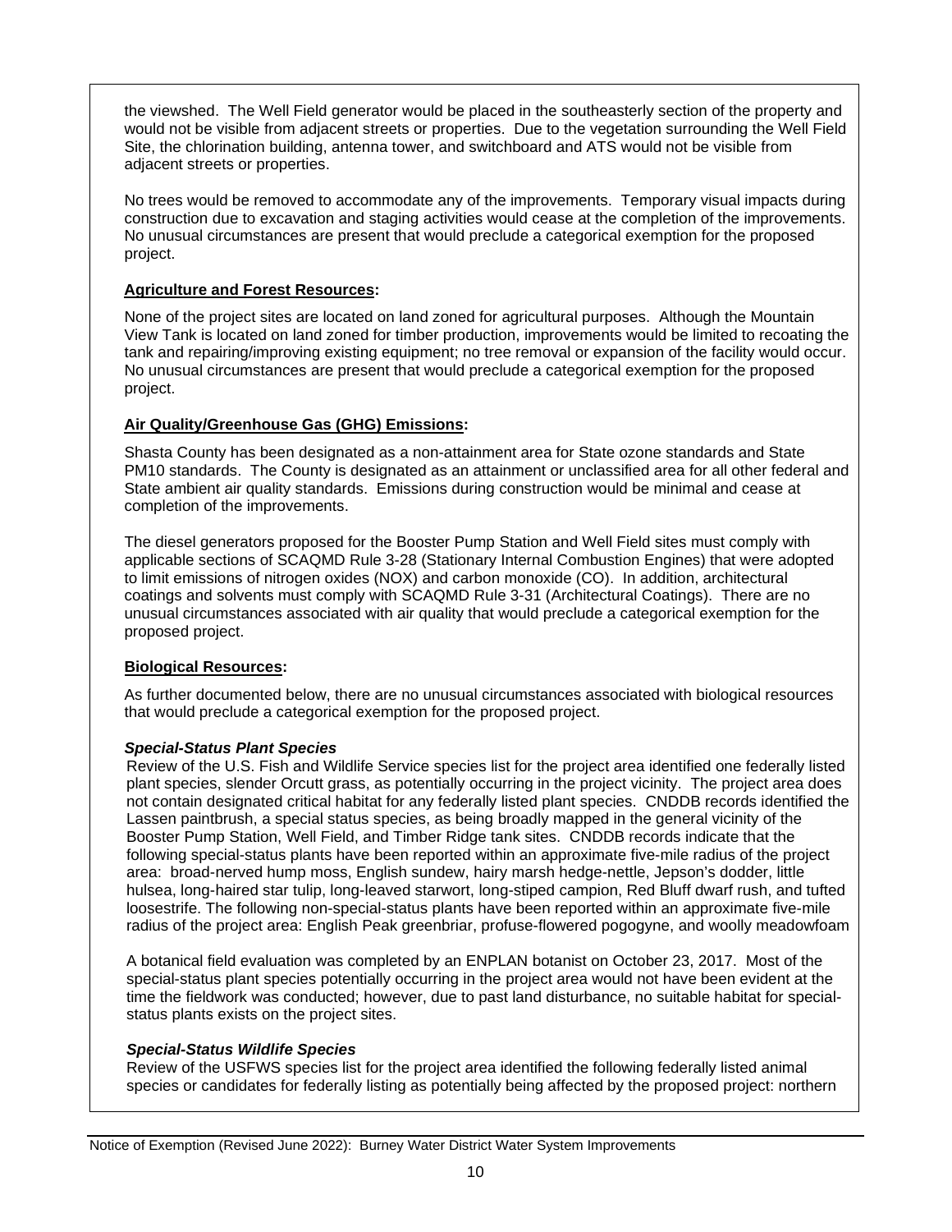the viewshed. The Well Field generator would be placed in the southeasterly section of the property and would not be visible from adjacent streets or properties. Due to the vegetation surrounding the Well Field Site, the chlorination building, antenna tower, and switchboard and ATS would not be visible from adjacent streets or properties.

No trees would be removed to accommodate any of the improvements. Temporary visual impacts during construction due to excavation and staging activities would cease at the completion of the improvements. No unusual circumstances are present that would preclude a categorical exemption for the proposed project.

**Agriculture and Forest Resources:**

None of the project sites are located on land zoned for agricultural purposes. Although the Mountain View Tank is located on land zoned for timber production, improvements would be limited to recoating the tank and repairing/improving existing equipment; no tree removal or expansion of the facility would occur. No unusual circumstances are present that would preclude a categorical exemption for the proposed project.

**Air Quality/Greenhouse Gas (GHG) Emissions:**

Shasta County has been designated as a non-attainment area for State ozone standards and State PM10 standards. The County is designated as an attainment or unclassified area for all other federal and State ambient air quality standards. Emissions during construction would be minimal and cease at completion of the improvements.

The diesel generators proposed for the Booster Pump Station and Well Field sites must comply with applicable sections of SCAQMD Rule 3-28 (Stationary Internal Combustion Engines) that were adopted to limit emissions of nitrogen oxides (NOX) and carbon monoxide (CO). In addition, architectural coatings and solvents must comply with SCAQMD Rule 3-31 (Architectural Coatings). There are no unusual circumstances associated with air quality that would preclude a categorical exemption for the proposed project.

**Biological Resources:**

As further documented below, there are no unusual circumstances associated with biological resources that would preclude a categorical exemption for the proposed project.

***Special-Status Plant Species***

Review of the U.S. Fish and Wildlife Service species list for the project area identified one federally listed plant species, slender Orcutt grass, as potentially occurring in the project vicinity. The project area does not contain designated critical habitat for any federally listed plant species. CNDDB records identified the Lassen paintbrush, a special status species, as being broadly mapped in the general vicinity of the Booster Pump Station, Well Field, and Timber Ridge tank sites. CNDDB records indicate that the following special-status plants have been reported within an approximate five-mile radius of the project area: broad-nerved hump moss, English sundew, hairy marsh hedge-nettle, Jepson's dodder, little hulsea, long-haired star tulip, long-leaved starwort, long-stiped campion, Red Bluff dwarf rush, and tufted loosestrife. The following non-special-status plants have been reported within an approximate five-mile radius of the project area: English Peak greenbriar, profuse-flowered pogogyne, and woolly meadowfoam

A botanical field evaluation was completed by an ENPLAN botanist on October 23, 2017. Most of the special-status plant species potentially occurring in the project area would not have been evident at the time the fieldwork was conducted; however, due to past land disturbance, no suitable habitat for special-status plants exists on the project sites.

***Special-Status Wildlife Species***

Review of the USFWS species list for the project area identified the following federally listed animal species or candidates for federally listing as potentially being affected by the proposed project: northern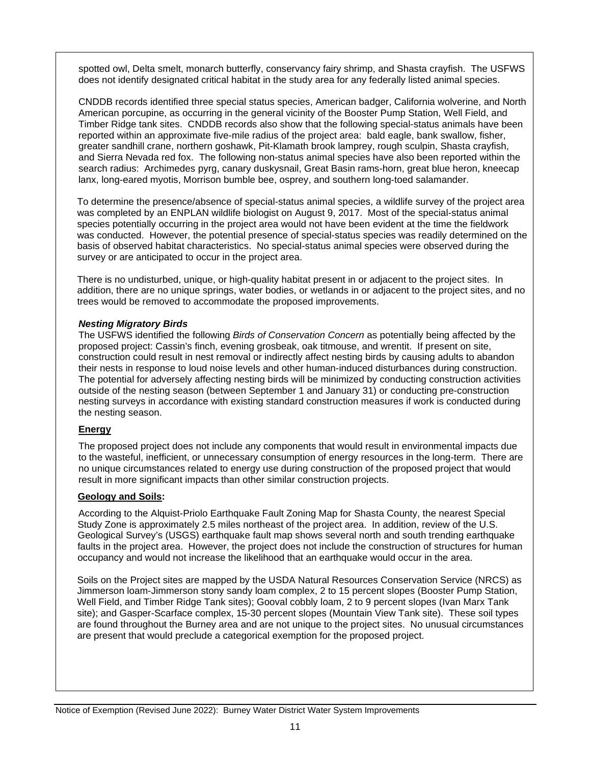spotted owl, Delta smelt, monarch butterfly, conservancy fairy shrimp, and Shasta crayfish. The USFWS does not identify designated critical habitat in the study area for any federally listed animal species.

CNDDB records identified three special status species, American badger, California wolverine, and North American porcupine, as occurring in the general vicinity of the Booster Pump Station, Well Field, and Timber Ridge tank sites. CNDDB records also show that the following special-status animals have been reported within an approximate five-mile radius of the project area: bald eagle, bank swallow, fisher, greater sandhill crane, northern goshawk, Pit-Klamath brook lamprey, rough sculpin, Shasta crayfish, and Sierra Nevada red fox. The following non-status animal species have also been reported within the search radius: Archimedes pyrg, canary duskysnail, Great Basin rams-horn, great blue heron, kneecap lanx, long-eared myotis, Morrison bumble bee, osprey, and southern long-toed salamander.

To determine the presence/absence of special-status animal species, a wildlife survey of the project area was completed by an ENPLAN wildlife biologist on August 9, 2017. Most of the special-status animal species potentially occurring in the project area would not have been evident at the time the fieldwork was conducted. However, the potential presence of special-status species was readily determined on the basis of observed habitat characteristics. No special-status animal species were observed during the survey or are anticipated to occur in the project area.

There is no undisturbed, unique, or high-quality habitat present in or adjacent to the project sites. In addition, there are no unique springs, water bodies, or wetlands in or adjacent to the project sites, and no trees would be removed to accommodate the proposed improvements.

***Nesting Migratory Birds***

The USFWS identified the following *Birds of Conservation Concern* as potentially being affected by the proposed project: Cassin's finch, evening grosbeak, oak titmouse, and wrentit. If present on site, construction could result in nest removal or indirectly affect nesting birds by causing adults to abandon their nests in response to loud noise levels and other human-induced disturbances during construction. The potential for adversely affecting nesting birds will be minimized by conducting construction activities outside of the nesting season (between September 1 and January 31) or conducting pre-construction nesting surveys in accordance with existing standard construction measures if work is conducted during the nesting season.

**Energy**

The proposed project does not include any components that would result in environmental impacts due to the wasteful, inefficient, or unnecessary consumption of energy resources in the long-term. There are no unique circumstances related to energy use during construction of the proposed project that would result in more significant impacts than other similar construction projects.

**Geology and Soils:**

According to the Alquist-Priolo Earthquake Fault Zoning Map for Shasta County, the nearest Special Study Zone is approximately 2.5 miles northeast of the project area. In addition, review of the U.S. Geological Survey's (USGS) earthquake fault map shows several north and south trending earthquake faults in the project area. However, the project does not include the construction of structures for human occupancy and would not increase the likelihood that an earthquake would occur in the area.

Soils on the Project sites are mapped by the USDA Natural Resources Conservation Service (NRCS) as Jimmerson loam-Jimmerson stony sandy loam complex, 2 to 15 percent slopes (Booster Pump Station, Well Field, and Timber Ridge Tank sites); Gooval cobbly loam, 2 to 9 percent slopes (Ivan Marx Tank site); and Gasper-Scarface complex, 15-30 percent slopes (Mountain View Tank site). These soil types are found throughout the Burney area and are not unique to the project sites. No unusual circumstances are present that would preclude a categorical exemption for the proposed project.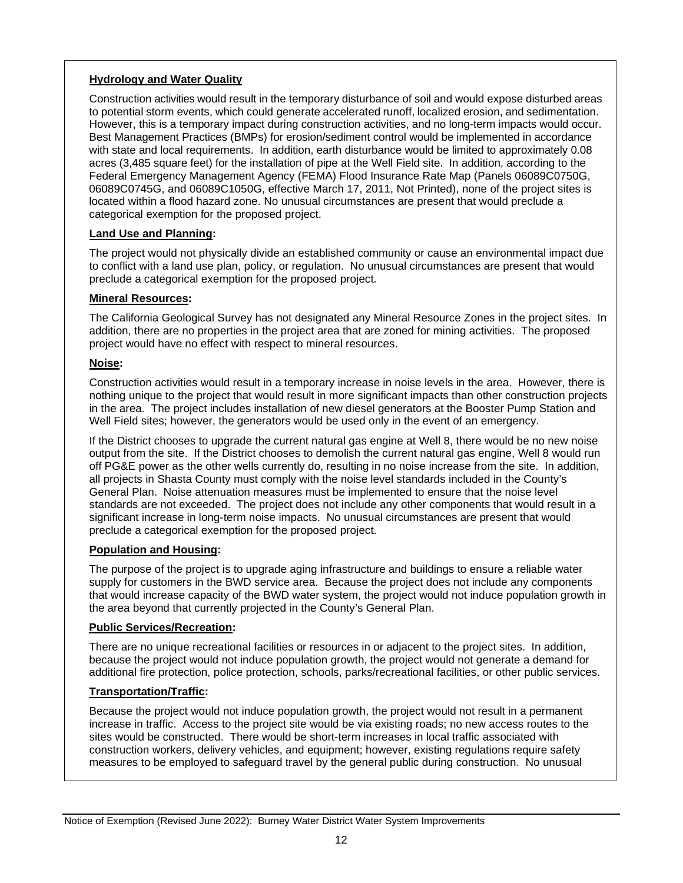**Hydrology and Water Quality**

Construction activities would result in the temporary disturbance of soil and would expose disturbed areas to potential storm events, which could generate accelerated runoff, localized erosion, and sedimentation. However, this is a temporary impact during construction activities, and no long-term impacts would occur. Best Management Practices (BMPs) for erosion/sediment control would be implemented in accordance with state and local requirements. In addition, earth disturbance would be limited to approximately 0.08 acres (3,485 square feet) for the installation of pipe at the Well Field site. In addition, according to the Federal Emergency Management Agency (FEMA) Flood Insurance Rate Map (Panels 06089C0750G, 06089C0745G, and 06089C1050G, effective March 17, 2011, Not Printed), none of the project sites is located within a flood hazard zone. No unusual circumstances are present that would preclude a categorical exemption for the proposed project.

**Land Use and Planning:**

The project would not physically divide an established community or cause an environmental impact due to conflict with a land use plan, policy, or regulation. No unusual circumstances are present that would preclude a categorical exemption for the proposed project.

**Mineral Resources:**

The California Geological Survey has not designated any Mineral Resource Zones in the project sites. In addition, there are no properties in the project area that are zoned for mining activities. The proposed project would have no effect with respect to mineral resources.

**Noise:**

Construction activities would result in a temporary increase in noise levels in the area. However, there is nothing unique to the project that would result in more significant impacts than other construction projects in the area. The project includes installation of new diesel generators at the Booster Pump Station and Well Field sites; however, the generators would be used only in the event of an emergency.

If the District chooses to upgrade the current natural gas engine at Well 8, there would be no new noise output from the site. If the District chooses to demolish the current natural gas engine, Well 8 would run off PG&E power as the other wells currently do, resulting in no noise increase from the site. In addition, all projects in Shasta County must comply with the noise level standards included in the County's General Plan. Noise attenuation measures must be implemented to ensure that the noise level standards are not exceeded. The project does not include any other components that would result in a significant increase in long-term noise impacts. No unusual circumstances are present that would preclude a categorical exemption for the proposed project.

**Population and Housing:**

The purpose of the project is to upgrade aging infrastructure and buildings to ensure a reliable water supply for customers in the BWD service area. Because the project does not include any components that would increase capacity of the BWD water system, the project would not induce population growth in the area beyond that currently projected in the County's General Plan.

**Public Services/Recreation:**

There are no unique recreational facilities or resources in or adjacent to the project sites. In addition, because the project would not induce population growth, the project would not generate a demand for additional fire protection, police protection, schools, parks/recreational facilities, or other public services.

**Transportation/Traffic:**

Because the project would not induce population growth, the project would not result in a permanent increase in traffic. Access to the project site would be via existing roads; no new access routes to the sites would be constructed. There would be short-term increases in local traffic associated with construction workers, delivery vehicles, and equipment; however, existing regulations require safety measures to be employed to safeguard travel by the general public during construction. No unusual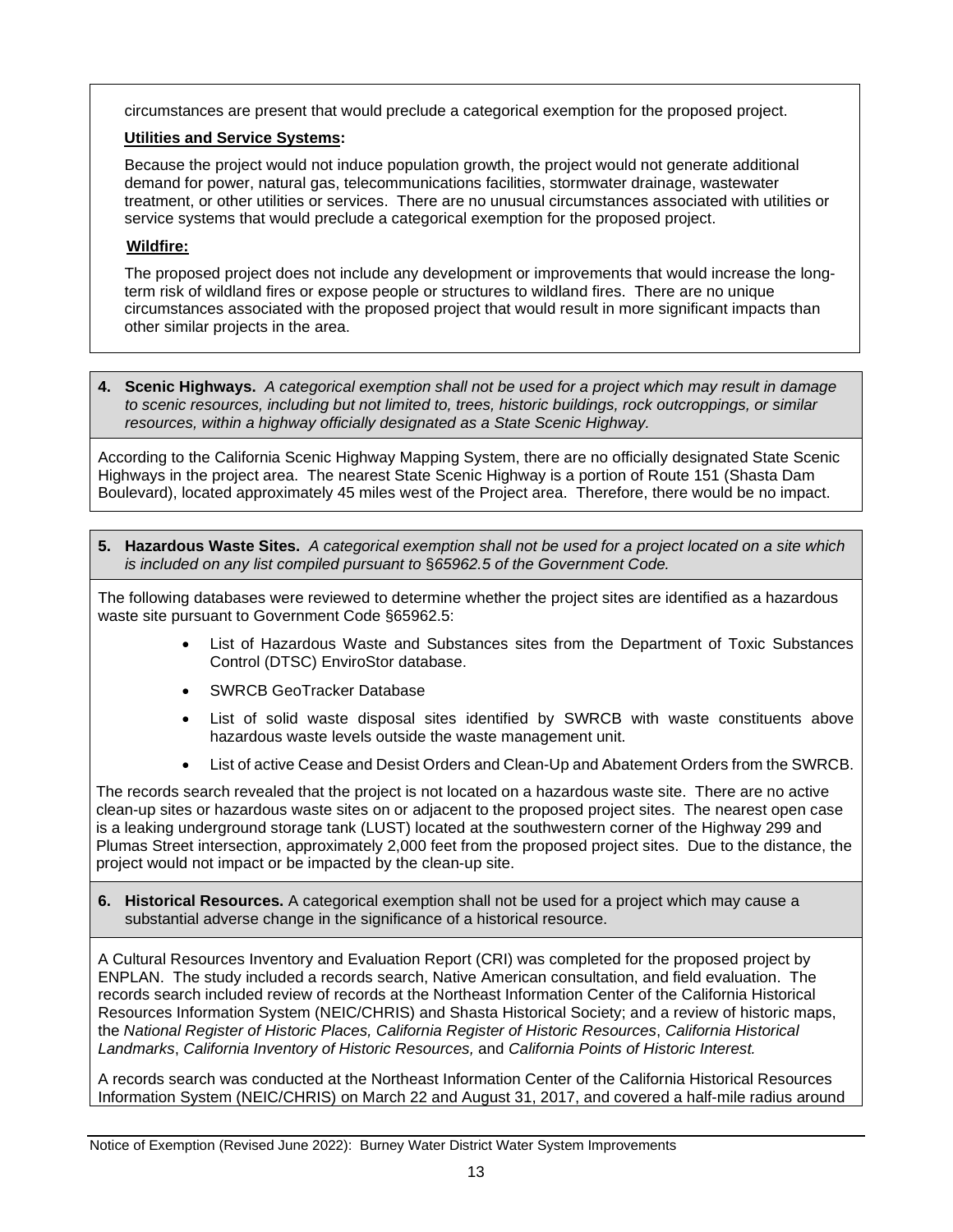circumstances are present that would preclude a categorical exemption for the proposed project.

**Utilities and Service Systems:**

Because the project would not induce population growth, the project would not generate additional demand for power, natural gas, telecommunications facilities, stormwater drainage, wastewater treatment, or other utilities or services. There are no unusual circumstances associated with utilities or service systems that would preclude a categorical exemption for the proposed project.

**Wildfire:**

The proposed project does not include any development or improvements that would increase the long-term risk of wildland fires or expose people or structures to wildland fires. There are no unique circumstances associated with the proposed project that would result in more significant impacts than other similar projects in the area.

**4. Scenic Highways.** *A categorical exemption shall not be used for a project which may result in damage to scenic resources, including but not limited to, trees, historic buildings, rock outcroppings, or similar resources, within a highway officially designated as a State Scenic Highway.*

According to the California Scenic Highway Mapping System, there are no officially designated State Scenic Highways in the project area. The nearest State Scenic Highway is a portion of Route 151 (Shasta Dam Boulevard), located approximately 45 miles west of the Project area. Therefore, there would be no impact.

**5. Hazardous Waste Sites.** *A categorical exemption shall not be used for a project located on a site which is included on any list compiled pursuant to §65962.5 of the Government Code.*

The following databases were reviewed to determine whether the project sites are identified as a hazardous waste site pursuant to Government Code §65962.5:

- List of Hazardous Waste and Substances sites from the Department of Toxic Substances Control (DTSC) EnviroStor database.
- SWRCB GeoTracker Database
- List of solid waste disposal sites identified by SWRCB with waste constituents above hazardous waste levels outside the waste management unit.
- List of active Cease and Desist Orders and Clean-Up and Abatement Orders from the SWRCB.

The records search revealed that the project is not located on a hazardous waste site. There are no active clean-up sites or hazardous waste sites on or adjacent to the proposed project sites. The nearest open case is a leaking underground storage tank (LUST) located at the southwestern corner of the Highway 299 and Plumas Street intersection, approximately 2,000 feet from the proposed project sites. Due to the distance, the project would not impact or be impacted by the clean-up site.

**6. Historical Resources.** A categorical exemption shall not be used for a project which may cause a substantial adverse change in the significance of a historical resource.

A Cultural Resources Inventory and Evaluation Report (CRI) was completed for the proposed project by ENPLAN. The study included a records search, Native American consultation, and field evaluation. The records search included review of records at the Northeast Information Center of the California Historical Resources Information System (NEIC/CHRIS) and Shasta Historical Society; and a review of historic maps, the *National Register of Historic Places, California Register of Historic Resources*, *California Historical Landmarks*, *California Inventory of Historic Resources,* and *California Points of Historic Interest.*

A records search was conducted at the Northeast Information Center of the California Historical Resources Information System (NEIC/CHRIS) on March 22 and August 31, 2017, and covered a half-mile radius around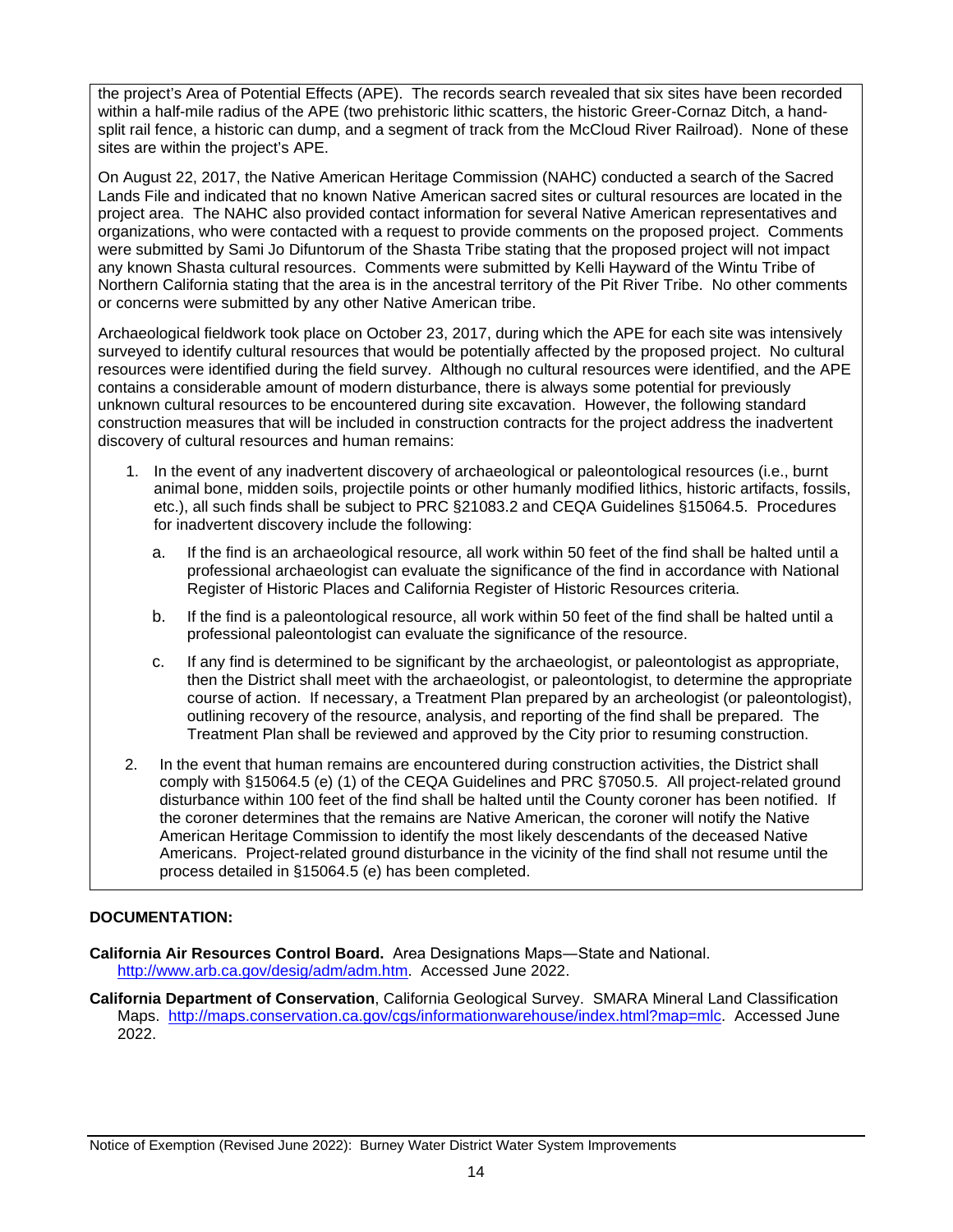the project's Area of Potential Effects (APE). The records search revealed that six sites have been recorded within a half-mile radius of the APE (two prehistoric lithic scatters, the historic Greer-Cornaz Ditch, a hand-split rail fence, a historic can dump, and a segment of track from the McCloud River Railroad). None of these sites are within the project's APE.

On August 22, 2017, the Native American Heritage Commission (NAHC) conducted a search of the Sacred Lands File and indicated that no known Native American sacred sites or cultural resources are located in the project area. The NAHC also provided contact information for several Native American representatives and organizations, who were contacted with a request to provide comments on the proposed project. Comments were submitted by Sami Jo Difuntorum of the Shasta Tribe stating that the proposed project will not impact any known Shasta cultural resources. Comments were submitted by Kelli Hayward of the Wintu Tribe of Northern California stating that the area is in the ancestral territory of the Pit River Tribe. No other comments or concerns were submitted by any other Native American tribe.

Archaeological fieldwork took place on October 23, 2017, during which the APE for each site was intensively surveyed to identify cultural resources that would be potentially affected by the proposed project. No cultural resources were identified during the field survey. Although no cultural resources were identified, and the APE contains a considerable amount of modern disturbance, there is always some potential for previously unknown cultural resources to be encountered during site excavation. However, the following standard construction measures that will be included in construction contracts for the project address the inadvertent discovery of cultural resources and human remains:

1. In the event of any inadvertent discovery of archaeological or paleontological resources (i.e., burnt animal bone, midden soils, projectile points or other humanly modified lithics, historic artifacts, fossils, etc.), all such finds shall be subject to PRC §21083.2 and CEQA Guidelines §15064.5. Procedures for inadvertent discovery include the following:
   a. If the find is an archaeological resource, all work within 50 feet of the find shall be halted until a professional archaeologist can evaluate the significance of the find in accordance with National Register of Historic Places and California Register of Historic Resources criteria.
   b. If the find is a paleontological resource, all work within 50 feet of the find shall be halted until a professional paleontologist can evaluate the significance of the resource.
   c. If any find is determined to be significant by the archaeologist, or paleontologist as appropriate, then the District shall meet with the archaeologist, or paleontologist, to determine the appropriate course of action. If necessary, a Treatment Plan prepared by an archeologist (or paleontologist), outlining recovery of the resource, analysis, and reporting of the find shall be prepared. The Treatment Plan shall be reviewed and approved by the City prior to resuming construction.
2. In the event that human remains are encountered during construction activities, the District shall comply with §15064.5 (e) (1) of the CEQA Guidelines and PRC §7050.5. All project-related ground disturbance within 100 feet of the find shall be halted until the County coroner has been notified. If the coroner determines that the remains are Native American, the coroner will notify the Native American Heritage Commission to identify the most likely descendants of the deceased Native Americans. Project-related ground disturbance in the vicinity of the find shall not resume until the process detailed in §15064.5 (e) has been completed.

**DOCUMENTATION:**

**California Air Resources Control Board.** Area Designations Maps—State and National. http://www.arb.ca.gov/desig/adm/adm.htm. Accessed June 2022.

**California Department of Conservation**, California Geological Survey. SMARA Mineral Land Classification Maps. http://maps.conservation.ca.gov/cgs/informationwarehouse/index.html?map=mlc. Accessed June 2022.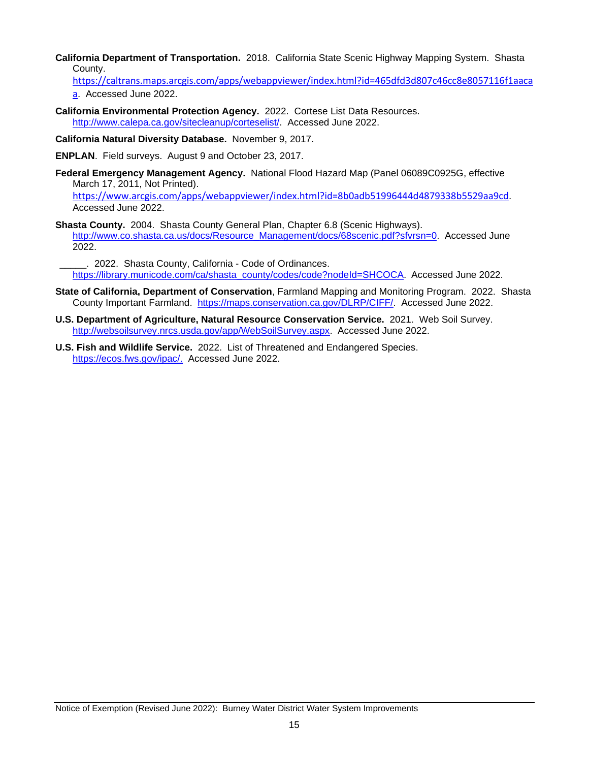**California Department of Transportation.** 2018. California State Scenic Highway Mapping System. Shasta County. https://caltrans.maps.arcgis.com/apps/webappviewer/index.html?id=465dfd3d807c46cc8e8057116f1aaca a. Accessed June 2022.

**California Environmental Protection Agency.** 2022. Cortese List Data Resources. http://www.calepa.ca.gov/sitecleanup/corteselist/. Accessed June 2022.

**California Natural Diversity Database.** November 9, 2017.

**ENPLAN**. Field surveys. August 9 and October 23, 2017.

**Federal Emergency Management Agency.** National Flood Hazard Map (Panel 06089C0925G, effective March 17, 2011, Not Printed). https://www.arcgis.com/apps/webappviewer/index.html?id=8b0adb51996444d4879338b5529aa9cd. Accessed June 2022.

**Shasta County.** 2004. Shasta County General Plan, Chapter 6.8 (Scenic Highways). http://www.co.shasta.ca.us/docs/Resource_Management/docs/68scenic.pdf?sfvrsn=0. Accessed June 2022.

_____. 2022. Shasta County, California - Code of Ordinances. https://library.municode.com/ca/shasta_county/codes/code?nodeId=SHCOCA. Accessed June 2022.

**State of California, Department of Conservation**, Farmland Mapping and Monitoring Program. 2022. Shasta County Important Farmland. https://maps.conservation.ca.gov/DLRP/CIFF/. Accessed June 2022.

**U.S. Department of Agriculture, Natural Resource Conservation Service.** 2021. Web Soil Survey. http://websoilsurvey.nrcs.usda.gov/app/WebSoilSurvey.aspx. Accessed June 2022.

**U.S. Fish and Wildlife Service.** 2022. List of Threatened and Endangered Species. https://ecos.fws.gov/ipac/. Accessed June 2022.